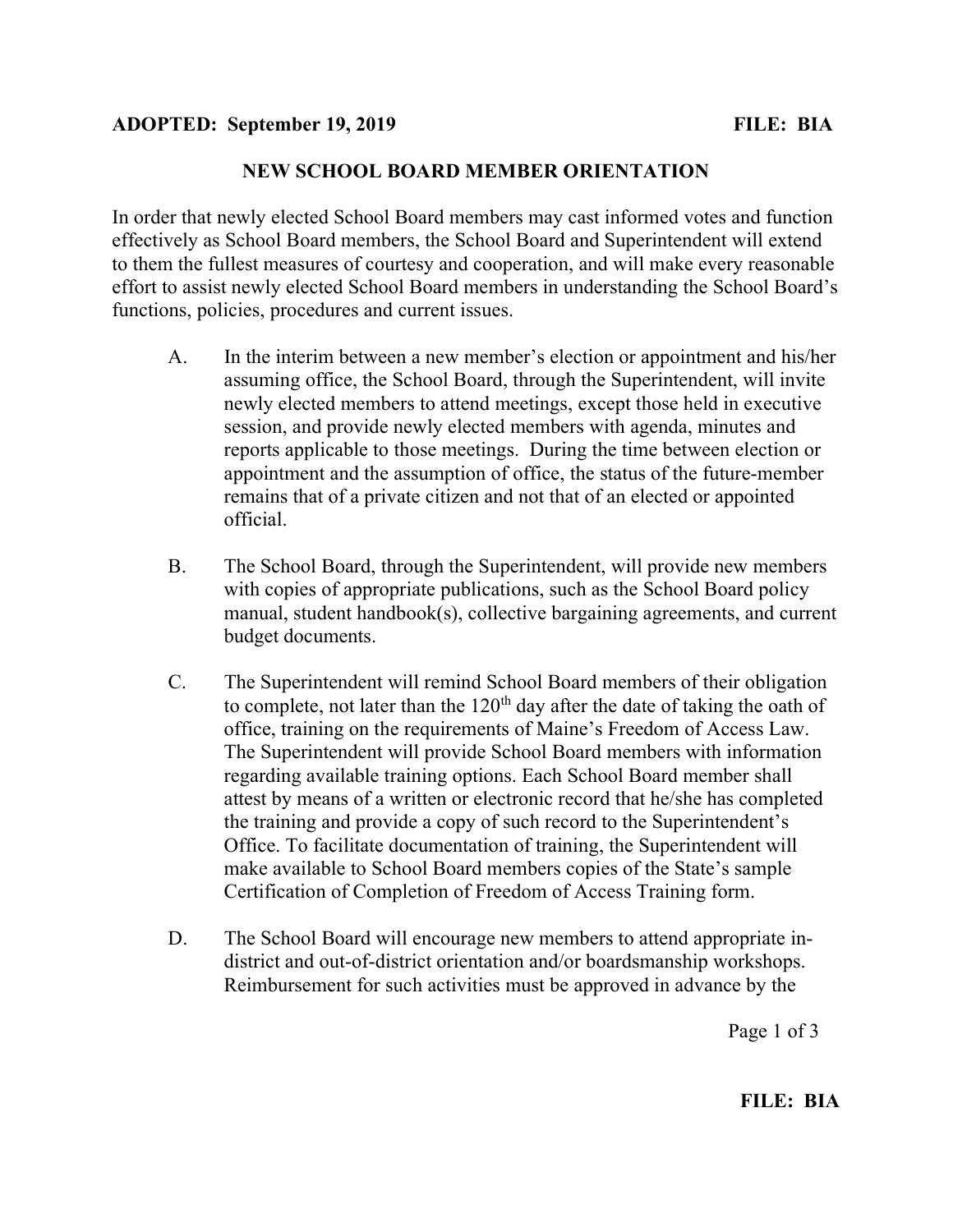**ADOPTED: September 19, 2019** **FILE: BIA**

## NEW SCHOOL BOARD MEMBER ORIENTATION

In order that newly elected School Board members may cast informed votes and function effectively as School Board members, the School Board and Superintendent will extend to them the fullest measures of courtesy and cooperation, and will make every reasonable effort to assist newly elected School Board members in understanding the School Board's functions, policies, procedures and current issues.

A. In the interim between a new member's election or appointment and his/her assuming office, the School Board, through the Superintendent, will invite newly elected members to attend meetings, except those held in executive session, and provide newly elected members with agenda, minutes and reports applicable to those meetings. During the time between election or appointment and the assumption of office, the status of the future-member remains that of a private citizen and not that of an elected or appointed official.

B. The School Board, through the Superintendent, will provide new members with copies of appropriate publications, such as the School Board policy manual, student handbook(s), collective bargaining agreements, and current budget documents.

C. The Superintendent will remind School Board members of their obligation to complete, not later than the 120th day after the date of taking the oath of office, training on the requirements of Maine's Freedom of Access Law. The Superintendent will provide School Board members with information regarding available training options. Each School Board member shall attest by means of a written or electronic record that he/she has completed the training and provide a copy of such record to the Superintendent's Office. To facilitate documentation of training, the Superintendent will make available to School Board members copies of the State's sample Certification of Completion of Freedom of Access Training form.

D. The School Board will encourage new members to attend appropriate in-district and out-of-district orientation and/or boardsmanship workshops. Reimbursement for such activities must be approved in advance by the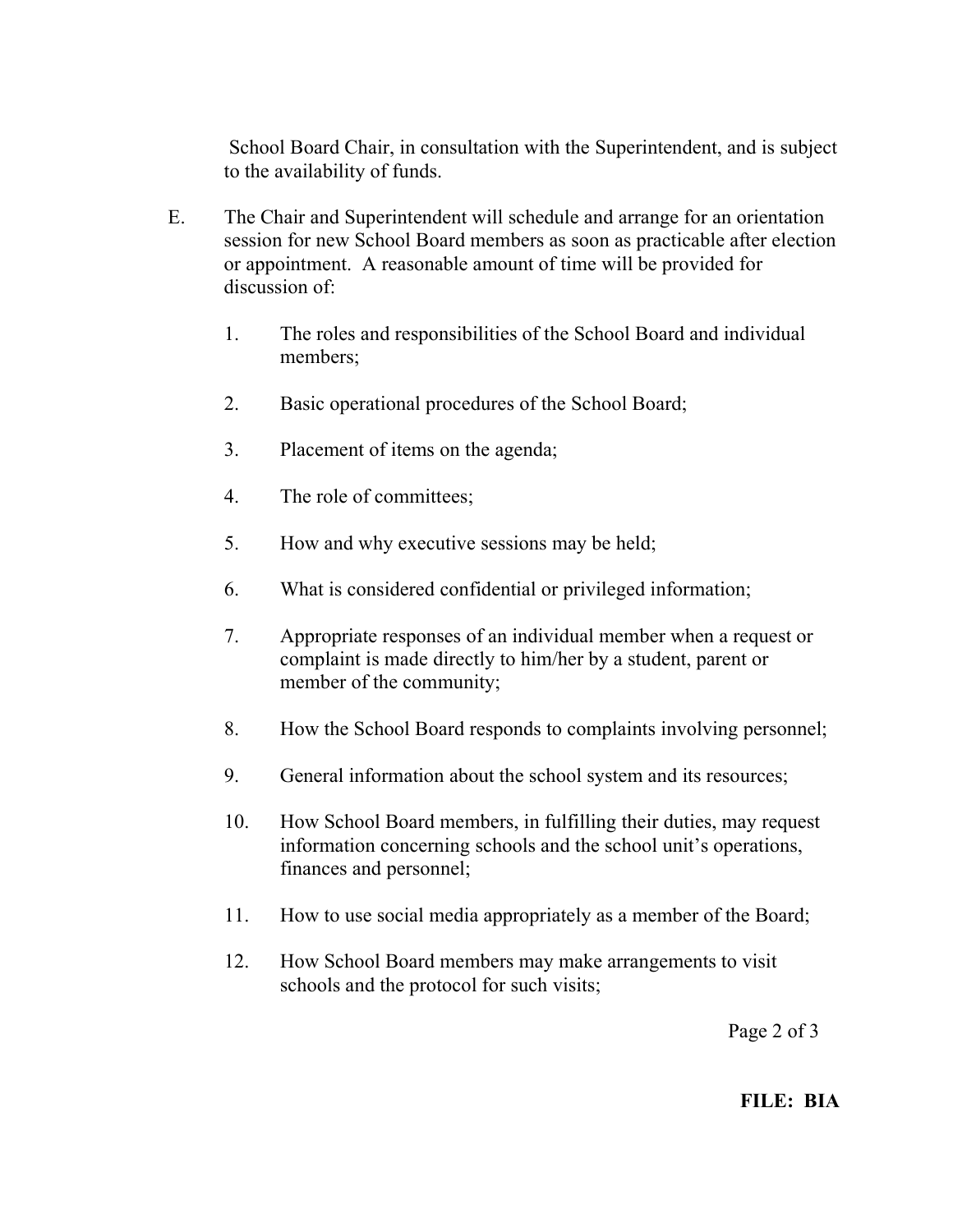School Board Chair, in consultation with the Superintendent, and is subject to the availability of funds.

E. The Chair and Superintendent will schedule and arrange for an orientation session for new School Board members as soon as practicable after election or appointment. A reasonable amount of time will be provided for discussion of:

1. The roles and responsibilities of the School Board and individual members;

2. Basic operational procedures of the School Board;

3. Placement of items on the agenda;

4. The role of committees;

5. How and why executive sessions may be held;

6. What is considered confidential or privileged information;

7. Appropriate responses of an individual member when a request or complaint is made directly to him/her by a student, parent or member of the community;

8. How the School Board responds to complaints involving personnel;

9. General information about the school system and its resources;

10. How School Board members, in fulfilling their duties, may request information concerning schools and the school unit's operations, finances and personnel;

11. How to use social media appropriately as a member of the Board;

12. How School Board members may make arrangements to visit schools and the protocol for such visits;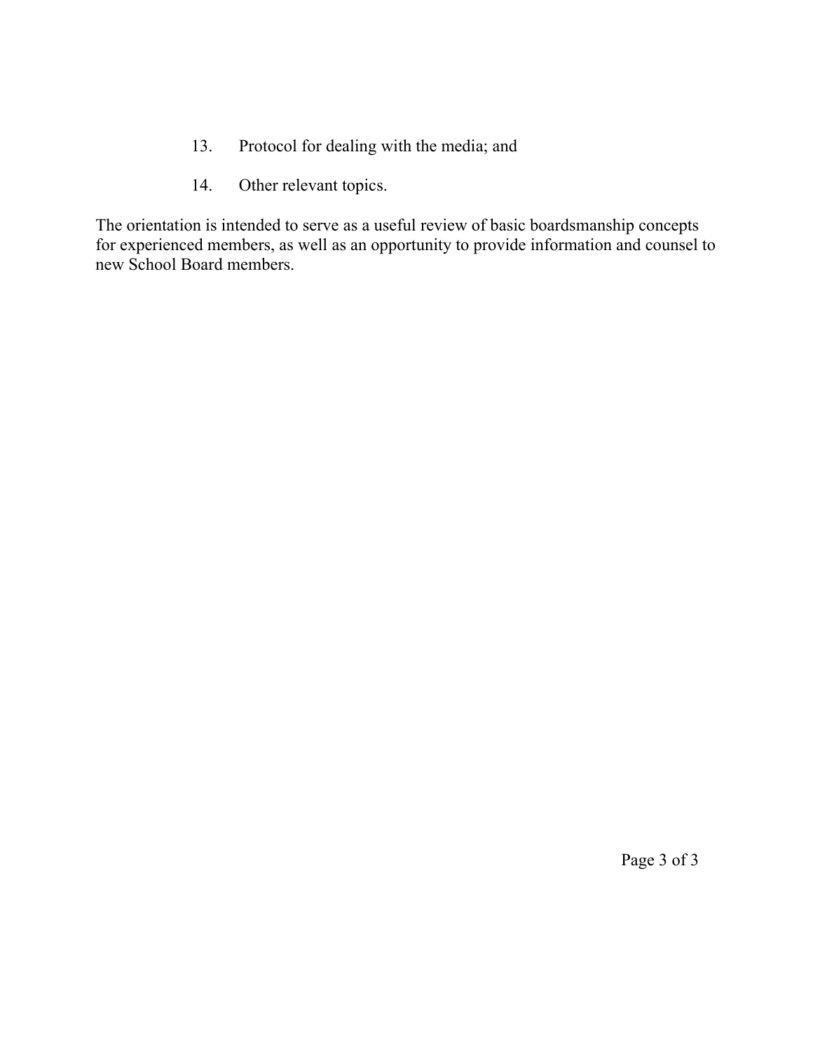13. Protocol for dealing with the media; and

14. Other relevant topics.

The orientation is intended to serve as a useful review of basic boardsmanship concepts for experienced members, as well as an opportunity to provide information and counsel to new School Board members.